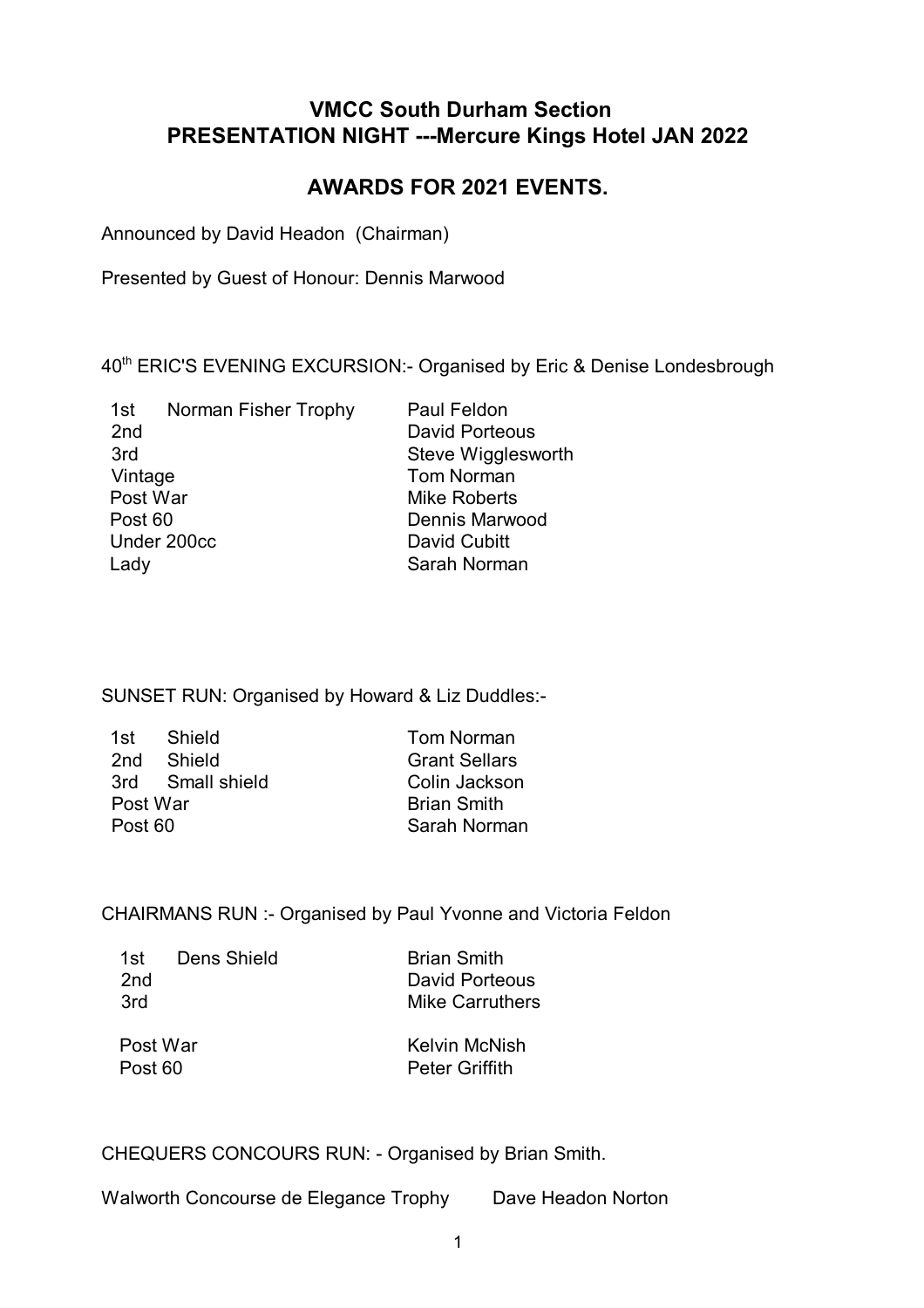# VMCC South Durham Section
# PRESENTATION NIGHT ---Mercure Kings Hotel JAN 2022

## AWARDS FOR 2021 EVENTS.

Announced by David Headon (Chairman)

Presented by Guest of Honour: Dennis Marwood

40th ERIC'S EVENING EXCURSION:- Organised by Eric & Denise Londesbrough

| | | |
|---|---|---|
| 1st | Norman Fisher Trophy | Paul Feldon |
| 2nd | | David Porteous |
| 3rd | | Steve Wigglesworth |
| Vintage | | Tom Norman |
| Post War | | Mike Roberts |
| Post 60 | | Dennis Marwood |
| Under 200cc | | David Cubitt |
| Lady | | Sarah Norman |

SUNSET RUN: Organised by Howard & Liz Duddles:-

| | | |
|---|---|---|
| 1st | Shield | Tom Norman |
| 2nd | Shield | Grant Sellars |
| 3rd | Small shield | Colin Jackson |
| Post War | | Brian Smith |
| Post 60 | | Sarah Norman |

CHAIRMANS RUN :- Organised by Paul Yvonne and Victoria Feldon

| | | |
|---|---|---|
| 1st | Dens Shield | Brian Smith |
| 2nd | | David Porteous |
| 3rd | | Mike Carruthers |
| Post War | | Kelvin McNish |
| Post 60 | | Peter Griffith |

CHEQUERS CONCOURS RUN: - Organised by Brian Smith.

Walworth Concourse de Elegance Trophy Dave Headon Norton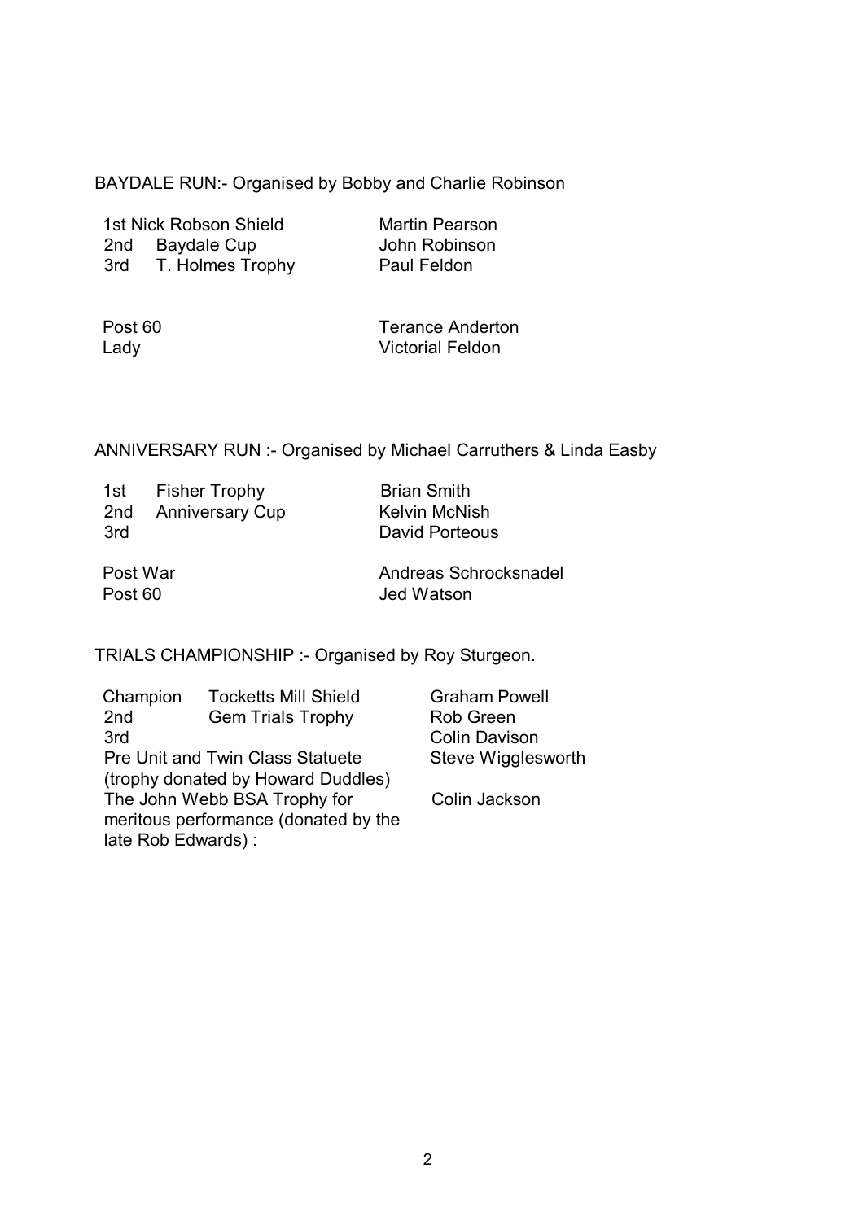BAYDALE RUN:- Organised by Bobby and Charlie Robinson

| | | |
|---|---|---|
| 1st | Nick Robson Shield | Martin Pearson |
| 2nd | Baydale Cup | John Robinson |
| 3rd | T. Holmes Trophy | Paul Feldon |
| | | |
| Post 60 | | Terance Anderton |
| Lady | | Victorial Feldon |

ANNIVERSARY RUN :- Organised by Michael Carruthers & Linda Easby

| | | |
|---|---|---|
| 1st | Fisher Trophy | Brian Smith |
| 2nd | Anniversary Cup | Kelvin McNish |
| 3rd | | David Porteous |
| | | |
| Post War | | Andreas Schrocksnadel |
| Post 60 | | Jed Watson |

TRIALS CHAMPIONSHIP :- Organised by Roy Sturgeon.

| | | |
|---|---|---|
| Champion | Tocketts Mill Shield | Graham Powell |
| 2nd | Gem Trials Trophy | Rob Green |
| 3rd | | Colin Davison |
| Pre Unit and Twin Class Statuete (trophy donated by Howard Duddles) | | Steve Wigglesworth |
| The John Webb BSA Trophy for meritous performance (donated by the late Rob Edwards) : | | Colin Jackson |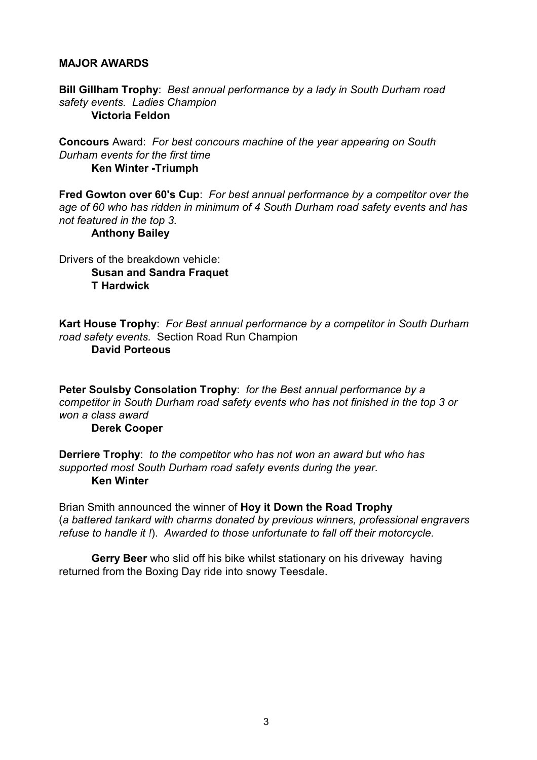**MAJOR AWARDS**

**Bill Gillham Trophy**: *Best annual performance by a lady in South Durham road safety events. Ladies Champion*

**Victoria Feldon**

**Concours** Award: *For best concours machine of the year appearing on South Durham events for the first time*

**Ken Winter -Triumph**

**Fred Gowton over 60's Cup**: *For best annual performance by a competitor over the age of 60 who has ridden in minimum of 4 South Durham road safety events and has not featured in the top 3.*

**Anthony Bailey**

Drivers of the breakdown vehicle:

**Susan and Sandra Fraquet**
**T Hardwick**

**Kart House Trophy**: *For Best annual performance by a competitor in South Durham road safety events.* Section Road Run Champion

**David Porteous**

**Peter Soulsby Consolation Trophy**: *for the Best annual performance by a competitor in South Durham road safety events who has not finished in the top 3 or won a class award*

**Derek Cooper**

**Derriere Trophy**: *to the competitor who has not won an award but who has supported most South Durham road safety events during the year.*

**Ken Winter**

Brian Smith announced the winner of **Hoy it Down the Road Trophy** (*a battered tankard with charms donated by previous winners, professional engravers refuse to handle it !*). *Awarded to those unfortunate to fall off their motorcycle.*

**Gerry Beer** who slid off his bike whilst stationary on his driveway having returned from the Boxing Day ride into snowy Teesdale.